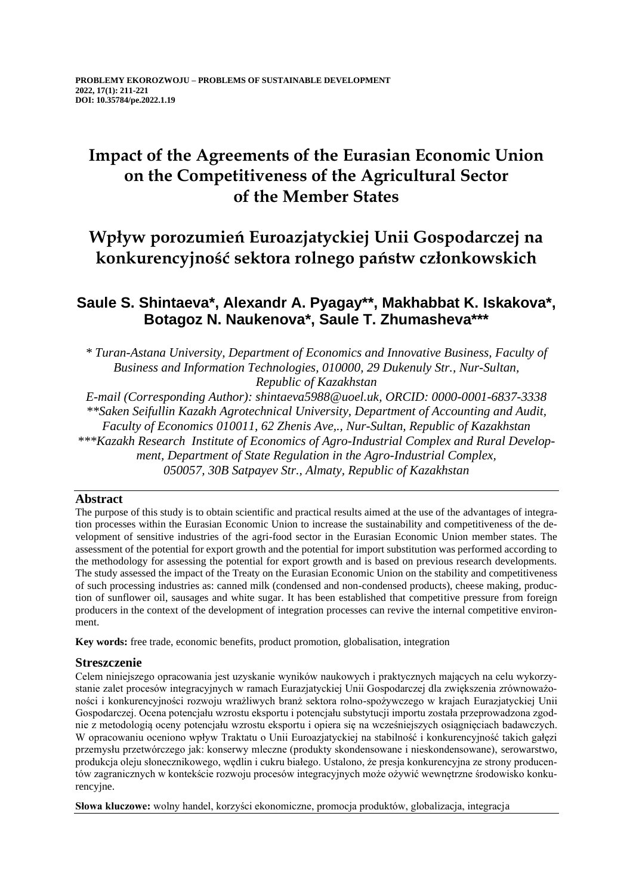**PROBLEMY EKOROZWOJU – PROBLEMS OF SUSTAINABLE DEVELOPMENT**
**2022, 17(1): 211-221**
**DOI: 10.35784/pe.2022.1.19**

# Impact of the Agreements of the Eurasian Economic Union on the Competitiveness of the Agricultural Sector of the Member States

# Wpływ porozumień Euroazjatyckiej Unii Gospodarczej na konkurencyjność sektora rolnego państw członkowskich

## Saule S. Shintaeva*, Alexandr A. Pyagay**, Makhabbat K. Iskakova*, Botagoz N. Naukenova*, Saule T. Zhumasheva***

*\* Turan-Astana University, Department of Economics and Innovative Business, Faculty of Business and Information Technologies, 010000, 29 Dukenuly Str., Nur-Sultan, Republic of Kazakhstan*
*E-mail (Corresponding Author): shintaeva5988@uoel.uk, ORCID: 0000-0001-6837-3338*
*\*\*Saken Seifullin Kazakh Agrotechnical University, Department of Accounting and Audit, Faculty of Economics 010011, 62 Zhenis Ave,., Nur-Sultan, Republic of Kazakhstan*
*\*\*\*Kazakh Research Institute of Economics of Agro-Industrial Complex and Rural Development, Department of State Regulation in the Agro-Industrial Complex, 050057, 30B Satpayev Str., Almaty, Republic of Kazakhstan*

### Abstract

The purpose of this study is to obtain scientific and practical results aimed at the use of the advantages of integration processes within the Eurasian Economic Union to increase the sustainability and competitiveness of the development of sensitive industries of the agri-food sector in the Eurasian Economic Union member states. The assessment of the potential for export growth and the potential for import substitution was performed according to the methodology for assessing the potential for export growth and is based on previous research developments. The study assessed the impact of the Treaty on the Eurasian Economic Union on the stability and competitiveness of such processing industries as: canned milk (condensed and non-condensed products), cheese making, production of sunflower oil, sausages and white sugar. It has been established that competitive pressure from foreign producers in the context of the development of integration processes can revive the internal competitive environment.

**Key words:** free trade, economic benefits, product promotion, globalisation, integration

### Streszczenie

Celem niniejszego opracowania jest uzyskanie wyników naukowych i praktycznych mających na celu wykorzystanie zalet procesów integracyjnych w ramach Eurazjatyckiej Unii Gospodarczej dla zwiększenia zrównoważoności i konkurencyjności rozwoju wrażliwych branż sektora rolno-spożywczego w krajach Eurazjatyckiej Unii Gospodarczej. Ocena potencjału wzrostu eksportu i potencjału substytucji importu została przeprowadzona zgodnie z metodologią oceny potencjału wzrostu eksportu i opiera się na wcześniejszych osiągnięciach badawczych. W opracowaniu oceniono wpływ Traktatu o Unii Euroazjatyckiej na stabilność i konkurencyjność takich gałęzi przemysłu przetwórczego jak: konserwy mleczne (produkty skondensowane i nieskondensowane), serowarstwo, produkcja oleju słonecznikowego, wędlin i cukru białego. Ustalono, że presja konkurencyjna ze strony producentów zagranicznych w kontekście rozwoju procesów integracyjnych może ożywić wewnętrzne środowisko konkurencyjne.

**Słowa kluczowe:** wolny handel, korzyści ekonomiczne, promocja produktów, globalizacja, integracja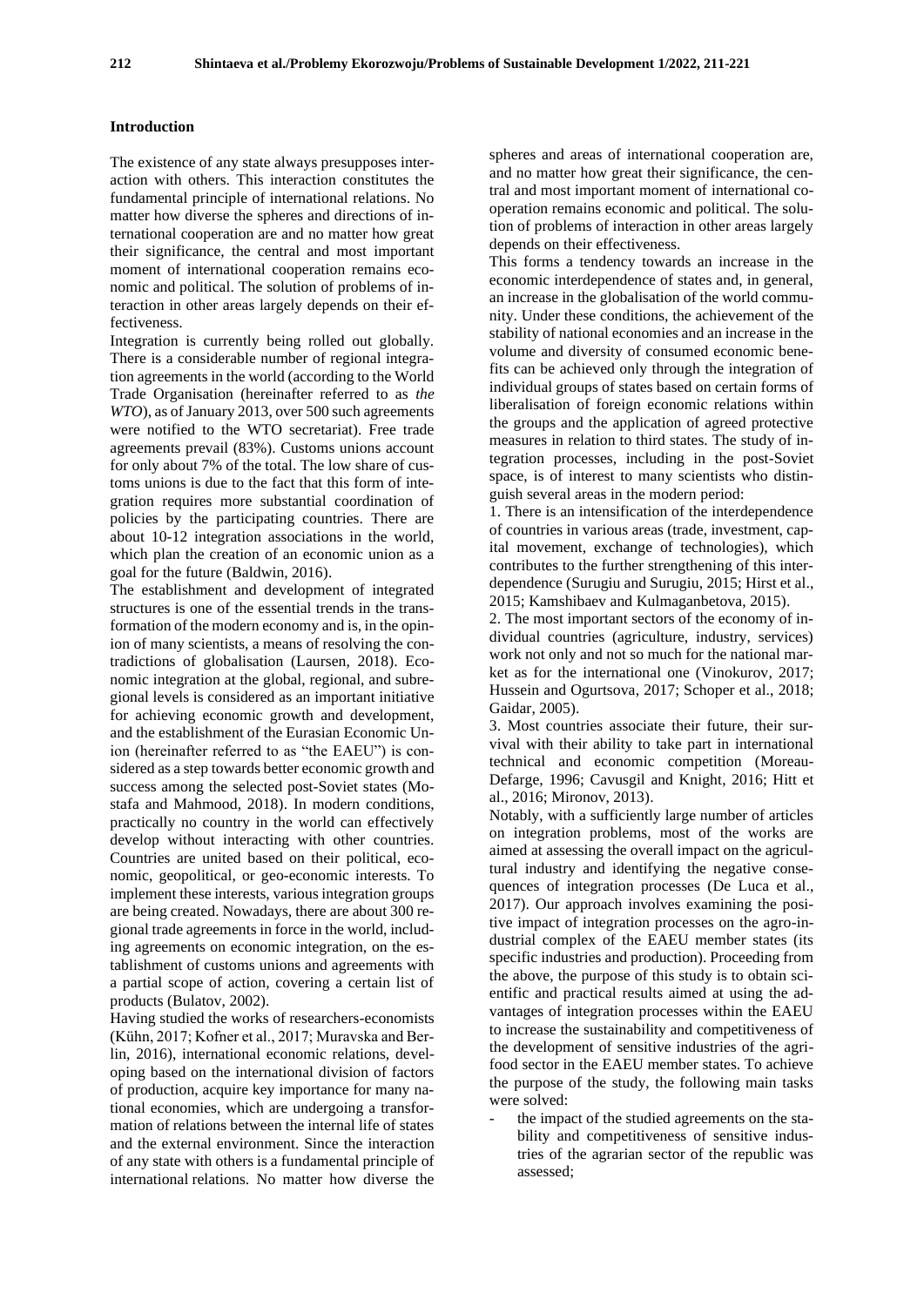## Introduction

The existence of any state always presupposes interaction with others. This interaction constitutes the fundamental principle of international relations. No matter how diverse the spheres and directions of international cooperation are and no matter how great their significance, the central and most important moment of international cooperation remains economic and political. The solution of problems of interaction in other areas largely depends on their effectiveness.

Integration is currently being rolled out globally. There is a considerable number of regional integration agreements in the world (according to the World Trade Organisation (hereinafter referred to as *the WTO*), as of January 2013, over 500 such agreements were notified to the WTO secretariat). Free trade agreements prevail (83%). Customs unions account for only about 7% of the total. The low share of customs unions is due to the fact that this form of integration requires more substantial coordination of policies by the participating countries. There are about 10-12 integration associations in the world, which plan the creation of an economic union as a goal for the future (Baldwin, 2016).

The establishment and development of integrated structures is one of the essential trends in the transformation of the modern economy and is, in the opinion of many scientists, a means of resolving the contradictions of globalisation (Laursen, 2018). Economic integration at the global, regional, and subregional levels is considered as an important initiative for achieving economic growth and development, and the establishment of the Eurasian Economic Union (hereinafter referred to as "the EAEU") is considered as a step towards better economic growth and success among the selected post-Soviet states (Mostafa and Mahmood, 2018). In modern conditions, practically no country in the world can effectively develop without interacting with other countries. Countries are united based on their political, economic, geopolitical, or geo-economic interests. To implement these interests, various integration groups are being created. Nowadays, there are about 300 regional trade agreements in force in the world, including agreements on economic integration, on the establishment of customs unions and agreements with a partial scope of action, covering a certain list of products (Bulatov, 2002).

Having studied the works of researchers-economists (Kühn, 2017; Kofner et al., 2017; Muravska and Berlin, 2016), international economic relations, developing based on the international division of factors of production, acquire key importance for many national economies, which are undergoing a transformation of relations between the internal life of states and the external environment. Since the interaction of any state with others is a fundamental principle of international relations. No matter how diverse the spheres and areas of international cooperation are, and no matter how great their significance, the central and most important moment of international cooperation remains economic and political. The solution of problems of interaction in other areas largely depends on their effectiveness.

This forms a tendency towards an increase in the economic interdependence of states and, in general, an increase in the globalisation of the world community. Under these conditions, the achievement of the stability of national economies and an increase in the volume and diversity of consumed economic benefits can be achieved only through the integration of individual groups of states based on certain forms of liberalisation of foreign economic relations within the groups and the application of agreed protective measures in relation to third states. The study of integration processes, including in the post-Soviet space, is of interest to many scientists who distinguish several areas in the modern period:

1. There is an intensification of the interdependence of countries in various areas (trade, investment, capital movement, exchange of technologies), which contributes to the further strengthening of this interdependence (Surugiu and Surugiu, 2015; Hirst et al., 2015; Kamshibaev and Kulmaganbetova, 2015).
2. The most important sectors of the economy of individual countries (agriculture, industry, services) work not only and not so much for the national market as for the international one (Vinokurov, 2017; Hussein and Ogurtsova, 2017; Schoper et al., 2018; Gaidar, 2005).
3. Most countries associate their future, their survival with their ability to take part in international technical and economic competition (Moreau-Defarge, 1996; Cavusgil and Knight, 2016; Hitt et al., 2016; Mironov, 2013).

Notably, with a sufficiently large number of articles on integration problems, most of the works are aimed at assessing the overall impact on the agricultural industry and identifying the negative consequences of integration processes (De Luca et al., 2017). Our approach involves examining the positive impact of integration processes on the agro-industrial complex of the EAEU member states (its specific industries and production). Proceeding from the above, the purpose of this study is to obtain scientific and practical results aimed at using the advantages of integration processes within the EAEU to increase the sustainability and competitiveness of the development of sensitive industries of the agri-food sector in the EAEU member states. To achieve the purpose of the study, the following main tasks were solved:

- the impact of the studied agreements on the stability and competitiveness of sensitive industries of the agrarian sector of the republic was assessed;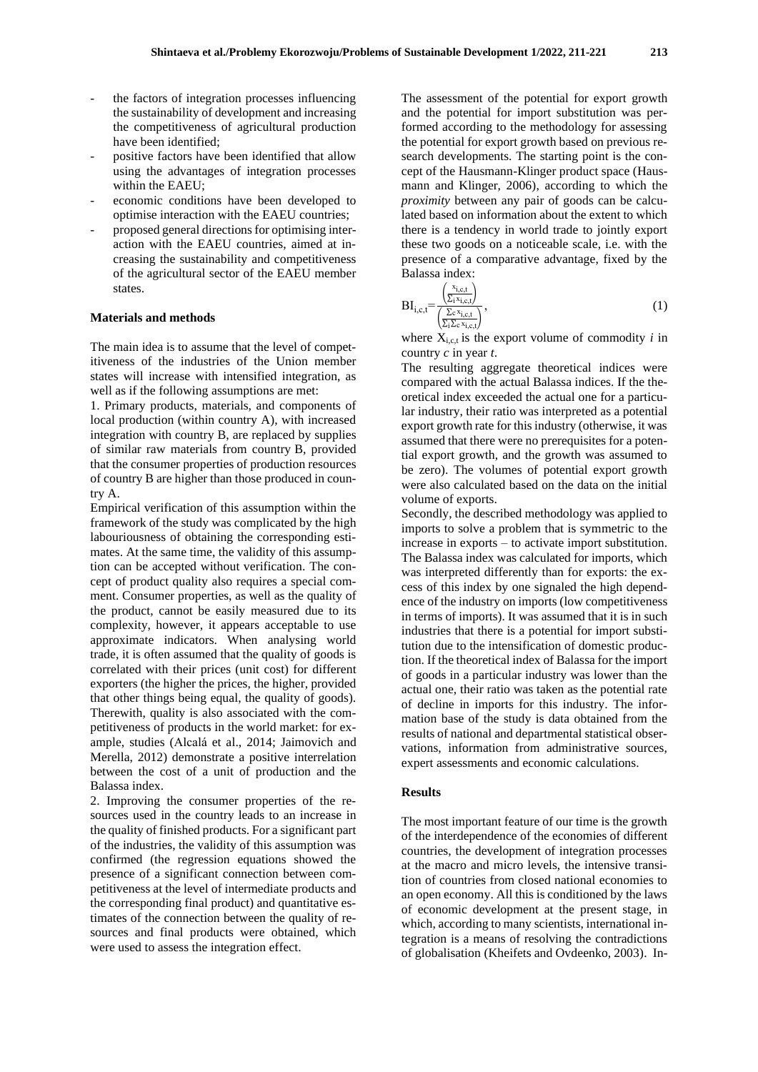- the factors of integration processes influencing the sustainability of development and increasing the competitiveness of agricultural production have been identified;
- positive factors have been identified that allow using the advantages of integration processes within the EAEU;
- economic conditions have been developed to optimise interaction with the EAEU countries;
- proposed general directions for optimising interaction with the EAEU countries, aimed at increasing the sustainability and competitiveness of the agricultural sector of the EAEU member states.

**Materials and methods**

The main idea is to assume that the level of competitiveness of the industries of the Union member states will increase with intensified integration, as well as if the following assumptions are met:

1. Primary products, materials, and components of local production (within country A), with increased integration with country B, are replaced by supplies of similar raw materials from country B, provided that the consumer properties of production resources of country B are higher than those produced in country A.

Empirical verification of this assumption within the framework of the study was complicated by the high labouriousness of obtaining the corresponding estimates. At the same time, the validity of this assumption can be accepted without verification. The concept of product quality also requires a special comment. Consumer properties, as well as the quality of the product, cannot be easily measured due to its complexity, however, it appears acceptable to use approximate indicators. When analysing world trade, it is often assumed that the quality of goods is correlated with their prices (unit cost) for different exporters (the higher the prices, the higher, provided that other things being equal, the quality of goods). Therewith, quality is also associated with the competitiveness of products in the world market: for example, studies (Alcalá et al., 2014; Jaimovich and Merella, 2012) demonstrate a positive interrelation between the cost of a unit of production and the Balassa index.

2. Improving the consumer properties of the resources used in the country leads to an increase in the quality of finished products. For a significant part of the industries, the validity of this assumption was confirmed (the regression equations showed the presence of a significant connection between competitiveness at the level of intermediate products and the corresponding final product) and quantitative estimates of the connection between the quality of resources and final products were obtained, which were used to assess the integration effect.

The assessment of the potential for export growth and the potential for import substitution was performed according to the methodology for assessing the potential for export growth based on previous research developments. The starting point is the concept of the Hausmann-Klinger product space (Hausmann and Klinger, 2006), according to which the *proximity* between any pair of goods can be calculated based on information about the extent to which there is a tendency in world trade to jointly export these two goods on a noticeable scale, i.e. with the presence of a comparative advantage, fixed by the Balassa index:

$$BI_{i,c,t} = \frac{\left(\frac{x_{i,c,t}}{\sum_i x_{i,c,t}}\right)}{\left(\frac{\sum_c x_{i,c,t}}{\sum_i \sum_c x_{i,c,t}}\right)}, \tag{1}$$

where $X_{i,c,t}$ is the export volume of commodity *i* in country *c* in year *t*.

The resulting aggregate theoretical indices were compared with the actual Balassa indices. If the theoretical index exceeded the actual one for a particular industry, their ratio was interpreted as a potential export growth rate for this industry (otherwise, it was assumed that there were no prerequisites for a potential export growth, and the growth was assumed to be zero). The volumes of potential export growth were also calculated based on the data on the initial volume of exports.

Secondly, the described methodology was applied to imports to solve a problem that is symmetric to the increase in exports – to activate import substitution. The Balassa index was calculated for imports, which was interpreted differently than for exports: the excess of this index by one signaled the high dependence of the industry on imports (low competitiveness in terms of imports). It was assumed that it is in such industries that there is a potential for import substitution due to the intensification of domestic production. If the theoretical index of Balassa for the import of goods in a particular industry was lower than the actual one, their ratio was taken as the potential rate of decline in imports for this industry. The information base of the study is data obtained from the results of national and departmental statistical observations, information from administrative sources, expert assessments and economic calculations.

**Results**

The most important feature of our time is the growth of the interdependence of the economies of different countries, the development of integration processes at the macro and micro levels, the intensive transition of countries from closed national economies to an open economy. All this is conditioned by the laws of economic development at the present stage, in which, according to many scientists, international integration is a means of resolving the contradictions of globalisation (Kheifets and Ovdeenko, 2003). In-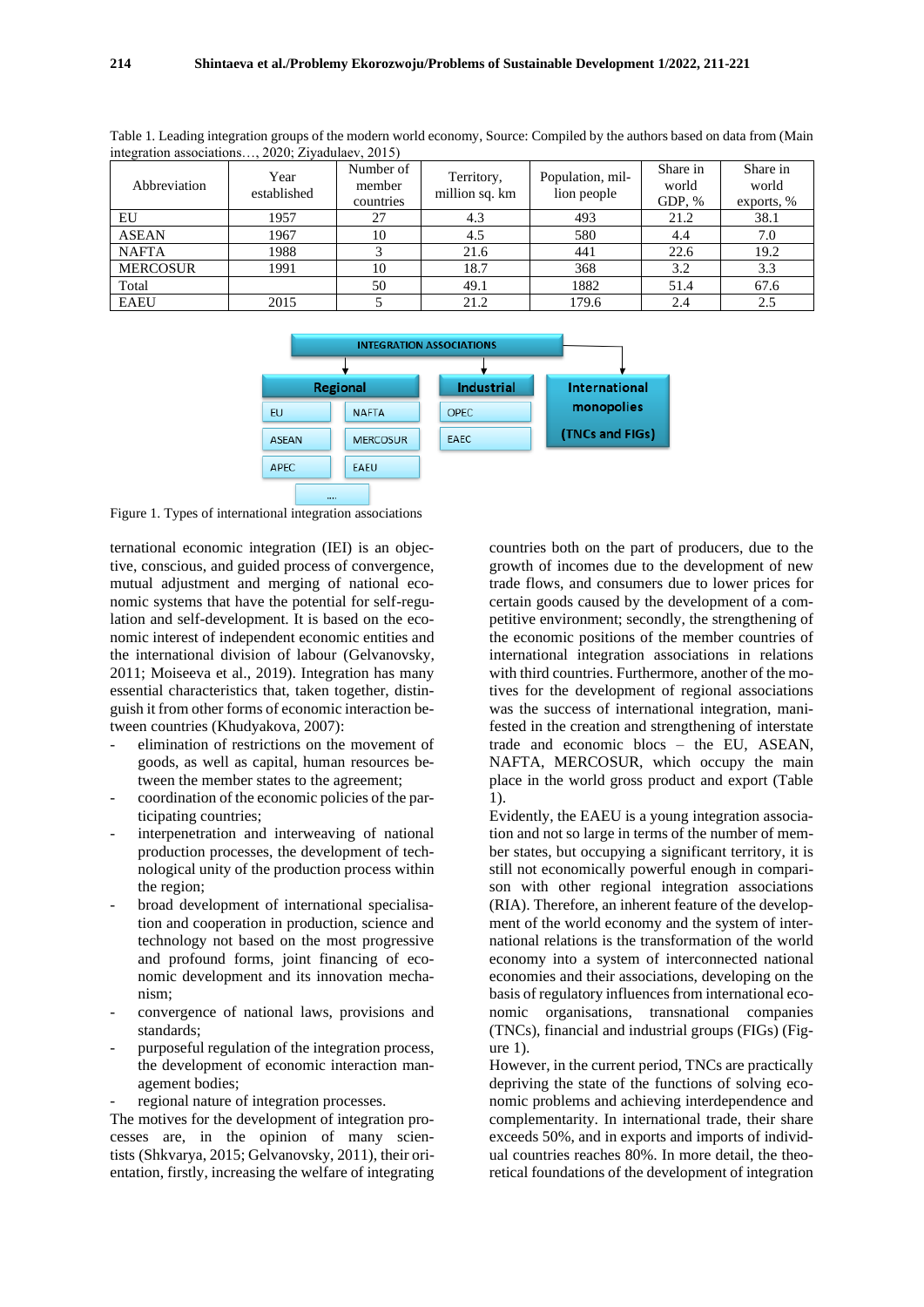Table 1. Leading integration groups of the modern world economy, Source: Compiled by the authors based on data from (Main integration associations…, 2020; Ziyadulaev, 2015)

| Abbreviation | Year established | Number of member countries | Territory, million sq. km | Population, million people | Share in world GDP, % | Share in world exports, % |
|---|---|---|---|---|---|---|
| EU | 1957 | 27 | 4.3 | 493 | 21.2 | 38.1 |
| ASEAN | 1967 | 10 | 4.5 | 580 | 4.4 | 7.0 |
| NAFTA | 1988 | 3 | 21.6 | 441 | 22.6 | 19.2 |
| MERCOSUR | 1991 | 10 | 18.7 | 368 | 3.2 | 3.3 |
| Total | | 50 | 49.1 | 1882 | 51.4 | 67.6 |
| EAEU | 2015 | 5 | 21.2 | 179.6 | 2.4 | 2.5 |

INTEGRATION ASSOCIATIONS

- Regional: EU, NAFTA, ASEAN, MERCOSUR, APEC, EAEU, ....
- Industrial: OPEC, EAEC
- International monopolies (TNCs and FIGs)

Figure 1. Types of international integration associations

ternational economic integration (IEI) is an objective, conscious, and guided process of convergence, mutual adjustment and merging of national economic systems that have the potential for self-regulation and self-development. It is based on the economic interest of independent economic entities and the international division of labour (Gelvanovsky, 2011; Moiseeva et al., 2019). Integration has many essential characteristics that, taken together, distinguish it from other forms of economic interaction between countries (Khudyakova, 2007):

- elimination of restrictions on the movement of goods, as well as capital, human resources between the member states to the agreement;
- coordination of the economic policies of the participating countries;
- interpenetration and interweaving of national production processes, the development of technological unity of the production process within the region;
- broad development of international specialisation and cooperation in production, science and technology not based on the most progressive and profound forms, joint financing of economic development and its innovation mechanism;
- convergence of national laws, provisions and standards;
- purposeful regulation of the integration process, the development of economic interaction management bodies;
- regional nature of integration processes.

The motives for the development of integration processes are, in the opinion of many scientists (Shkvarya, 2015; Gelvanovsky, 2011), their orientation, firstly, increasing the welfare of integrating countries both on the part of producers, due to the growth of incomes due to the development of new trade flows, and consumers due to lower prices for certain goods caused by the development of a competitive environment; secondly, the strengthening of the economic positions of the member countries of international integration associations in relations with third countries. Furthermore, another of the motives for the development of regional associations was the success of international integration, manifested in the creation and strengthening of interstate trade and economic blocs – the EU, ASEAN, NAFTA, MERCOSUR, which occupy the main place in the world gross product and export (Table 1).

Evidently, the EAEU is a young integration association and not so large in terms of the number of member states, but occupying a significant territory, it is still not economically powerful enough in comparison with other regional integration associations (RIA). Therefore, an inherent feature of the development of the world economy and the system of international relations is the transformation of the world economy into a system of interconnected national economies and their associations, developing on the basis of regulatory influences from international economic organisations, transnational companies (TNCs), financial and industrial groups (FIGs) (Figure 1).

However, in the current period, TNCs are practically depriving the state of the functions of solving economic problems and achieving interdependence and complementarity. In international trade, their share exceeds 50%, and in exports and imports of individual countries reaches 80%. In more detail, the theoretical foundations of the development of integration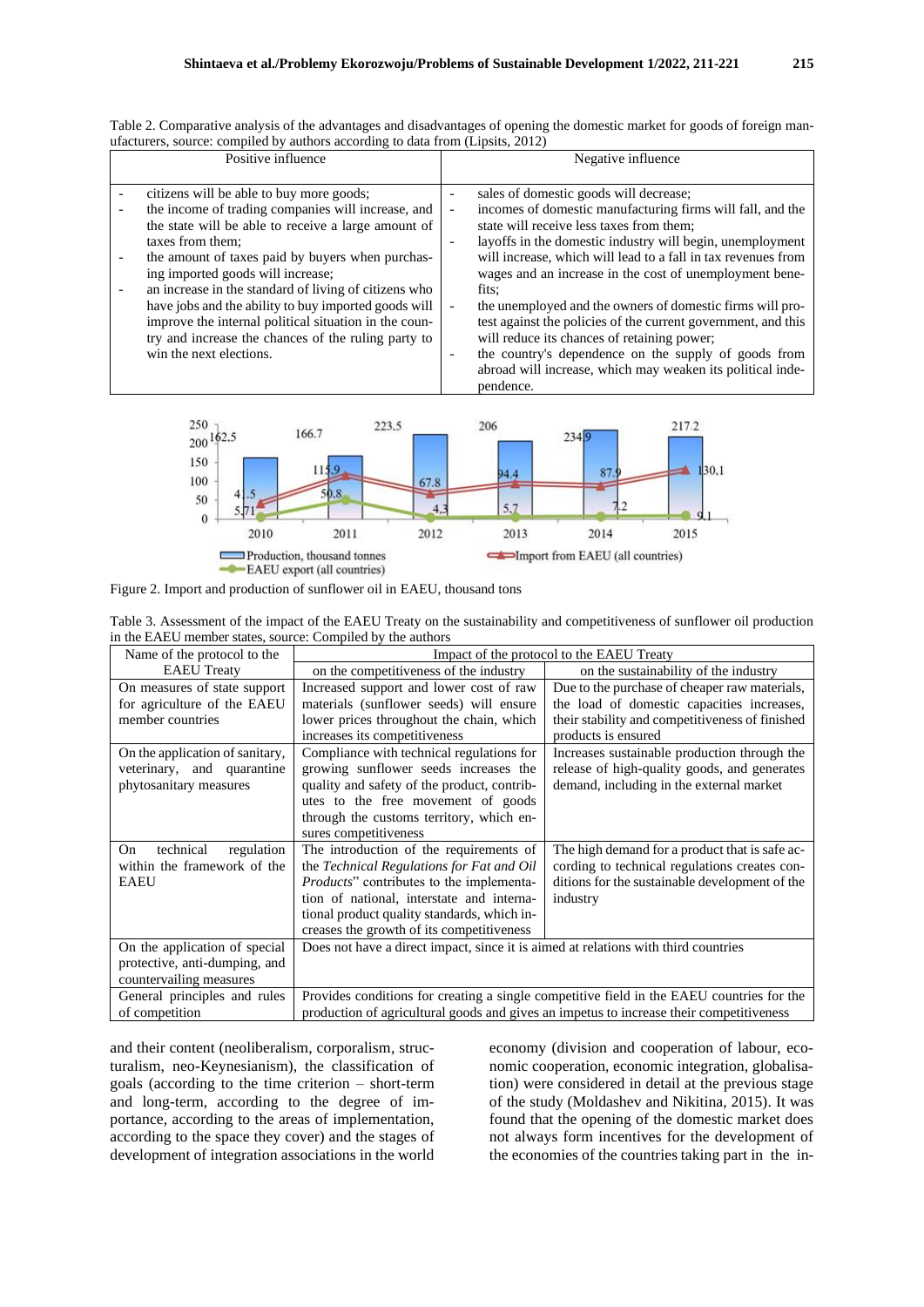Table 2. Comparative analysis of the advantages and disadvantages of opening the domestic market for goods of foreign manufacturers, source: compiled by authors according to data from (Lipsits, 2012)

| Positive influence | Negative influence |
|---|---|
| - citizens will be able to buy more goods;<br>- the income of trading companies will increase, and the state will be able to receive a large amount of taxes from them;<br>- the amount of taxes paid by buyers when purchasing imported goods will increase;<br>- an increase in the standard of living of citizens who have jobs and the ability to buy imported goods will improve the internal political situation in the country and increase the chances of the ruling party to win the next elections. | - sales of domestic goods will decrease;<br>- incomes of domestic manufacturing firms will fall, and the state will receive less taxes from them;<br>- layoffs in the domestic industry will begin, unemployment will increase, which will lead to a fall in tax revenues from wages and an increase in the cost of unemployment benefits;<br>- the unemployed and the owners of domestic firms will protest against the policies of the current government, and this will reduce its chances of retaining power;<br>- the country's dependence on the supply of goods from abroad will increase, which may weaken its political independence. |

Figure 2. Import and production of sunflower oil in EAEU, thousand tons

Table 3. Assessment of the impact of the EAEU Treaty on the sustainability and competitiveness of sunflower oil production in the EAEU member states, source: Compiled by the authors

| Name of the protocol to the EAEU Treaty | Impact of the protocol to the EAEU Treaty | |
|---|---|---|
| | on the competitiveness of the industry | on the sustainability of the industry |
| On measures of state support for agriculture of the EAEU member countries | Increased support and lower cost of raw materials (sunflower seeds) will ensure lower prices throughout the chain, which increases its competitiveness | Due to the purchase of cheaper raw materials, the load of domestic capacities increases, their stability and competitiveness of finished products is ensured |
| On the application of sanitary, veterinary, and quarantine phytosanitary measures | Compliance with technical regulations for growing sunflower seeds increases the quality and safety of the product, contributes to the free movement of goods through the customs territory, which ensures competitiveness | Increases sustainable production through the release of high-quality goods, and generates demand, including in the external market |
| On technical regulation within the framework of the EAEU | The introduction of the requirements of the *Technical Regulations for Fat and Oil Products*" contributes to the implementation of national, interstate and international product quality standards, which increases the growth of its competitiveness | The high demand for a product that is safe according to technical regulations creates conditions for the sustainable development of the industry |
| On the application of special protective, anti-dumping, and countervailing measures | Does not have a direct impact, since it is aimed at relations with third countries | |
| General principles and rules of competition | Provides conditions for creating a single competitive field in the EAEU countries for the production of agricultural goods and gives an impetus to increase their competitiveness | |

and their content (neoliberalism, corporalism, structuralism, neo-Keynesianism), the classification of goals (according to the time criterion – short-term and long-term, according to the degree of importance, according to the areas of implementation, according to the space they cover) and the stages of development of integration associations in the world economy (division and cooperation of labour, economic cooperation, economic integration, globalisation) were considered in detail at the previous stage of the study (Moldashev and Nikitina, 2015). It was found that the opening of the domestic market does not always form incentives for the development of the economies of the countries taking part in the in-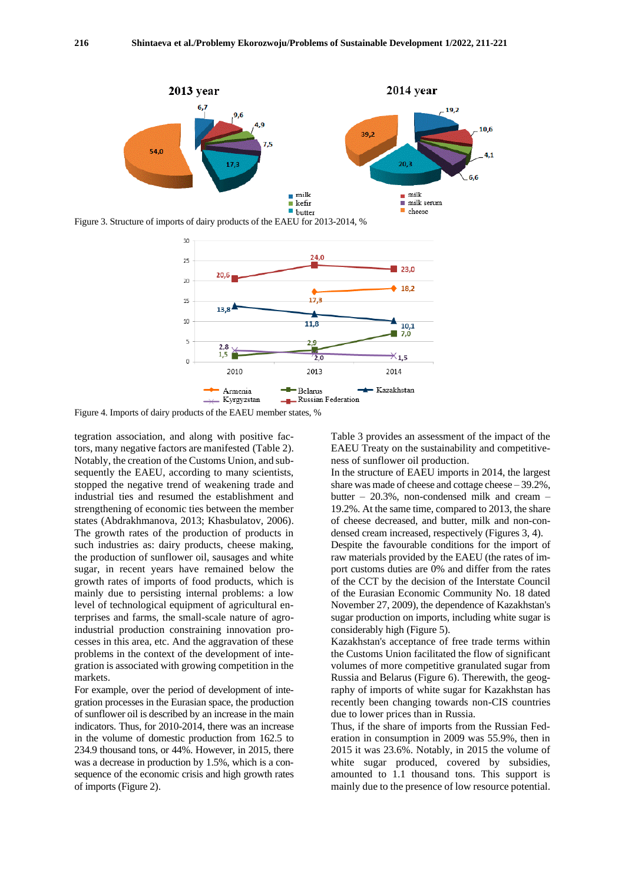Figure 3. Structure of imports of dairy products of the EAEU for 2013-2014, %

Figure 4. Imports of dairy products of the EAEU member states, %

tegration association, and along with positive factors, many negative factors are manifested (Table 2). Notably, the creation of the Customs Union, and subsequently the EAEU, according to many scientists, stopped the negative trend of weakening trade and industrial ties and resumed the establishment and strengthening of economic ties between the member states (Abdrakhmanova, 2013; Khasbulatov, 2006). The growth rates of the production of products in such industries as: dairy products, cheese making, the production of sunflower oil, sausages and white sugar, in recent years have remained below the growth rates of imports of food products, which is mainly due to persisting internal problems: a low level of technological equipment of agricultural enterprises and farms, the small-scale nature of agro-industrial production constraining innovation processes in this area, etc. And the aggravation of these problems in the context of the development of integration is associated with growing competition in the markets.

For example, over the period of development of integration processes in the Eurasian space, the production of sunflower oil is described by an increase in the main indicators. Thus, for 2010-2014, there was an increase in the volume of domestic production from 162.5 to 234.9 thousand tons, or 44%. However, in 2015, there was a decrease in production by 1.5%, which is a consequence of the economic crisis and high growth rates of imports (Figure 2).

Table 3 provides an assessment of the impact of the EAEU Treaty on the sustainability and competitiveness of sunflower oil production.

In the structure of EAEU imports in 2014, the largest share was made of cheese and cottage cheese – 39.2%, butter – 20.3%, non-condensed milk and cream – 19.2%. At the same time, compared to 2013, the share of cheese decreased, and butter, milk and non-condensed cream increased, respectively (Figures 3, 4).

Despite the favourable conditions for the import of raw materials provided by the EAEU (the rates of import customs duties are 0% and differ from the rates of the CCT by the decision of the Interstate Council of the Eurasian Economic Community No. 18 dated November 27, 2009), the dependence of Kazakhstan's sugar production on imports, including white sugar is considerably high (Figure 5).

Kazakhstan's acceptance of free trade terms within the Customs Union facilitated the flow of significant volumes of more competitive granulated sugar from Russia and Belarus (Figure 6). Therewith, the geography of imports of white sugar for Kazakhstan has recently been changing towards non-CIS countries due to lower prices than in Russia.

Thus, if the share of imports from the Russian Federation in consumption in 2009 was 55.9%, then in 2015 it was 23.6%. Notably, in 2015 the volume of white sugar produced, covered by subsidies, amounted to 1.1 thousand tons. This support is mainly due to the presence of low resource potential.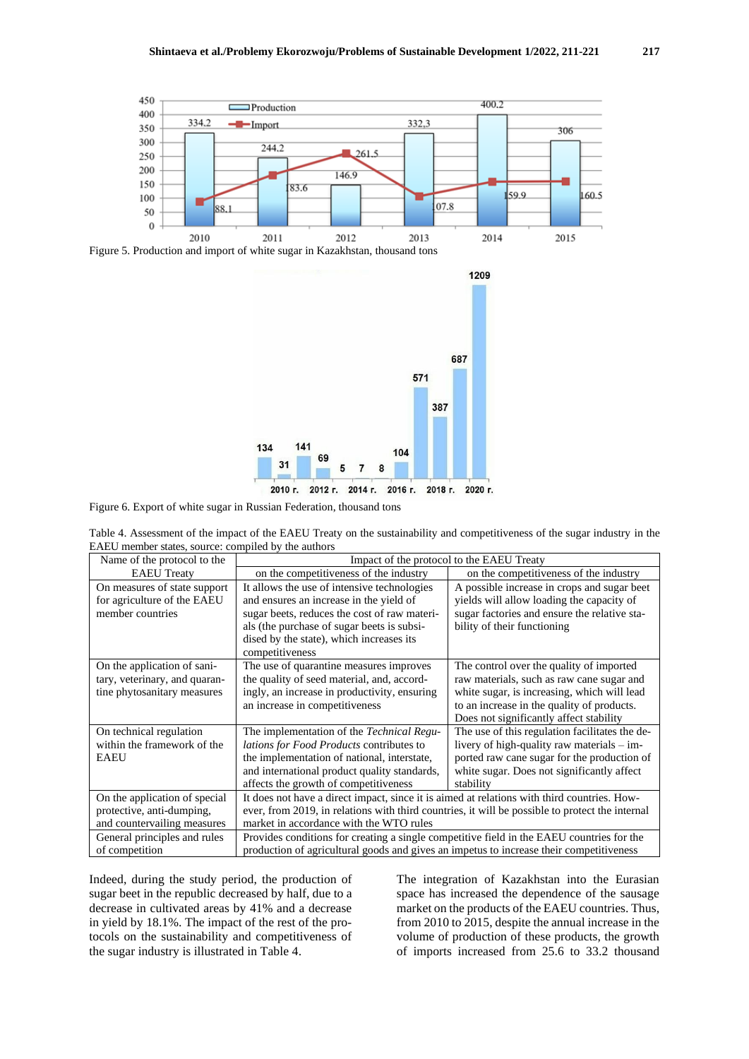Figure 5. Production and import of white sugar in Kazakhstan, thousand tons

Figure 6. Export of white sugar in Russian Federation, thousand tons

Table 4. Assessment of the impact of the EAEU Treaty on the sustainability and competitiveness of the sugar industry in the EAEU member states, source: compiled by the authors

| Name of the protocol to the EAEU Treaty | Impact of the protocol to the EAEU Treaty | |
|---|---|---|
| | on the competitiveness of the industry | on the competitiveness of the industry |
| On measures of state support for agriculture of the EAEU member countries | It allows the use of intensive technologies and ensures an increase in the yield of sugar beets, reduces the cost of raw materials (the purchase of sugar beets is subsidised by the state), which increases its competitiveness | A possible increase in crops and sugar beet yields will allow loading the capacity of sugar factories and ensure the relative stability of their functioning |
| On the application of sanitary, veterinary, and quarantine phytosanitary measures | The use of quarantine measures improves the quality of seed material, and, accordingly, an increase in productivity, ensuring an increase in competitiveness | The control over the quality of imported raw materials, such as raw cane sugar and white sugar, is increasing, which will lead to an increase in the quality of products. Does not significantly affect stability |
| On technical regulation within the framework of the EAEU | The implementation of the *Technical Regulations for Food Products* contributes to the implementation of national, interstate, and international product quality standards, affects the growth of competitiveness | The use of this regulation facilitates the delivery of high-quality raw materials – imported raw cane sugar for the production of white sugar. Does not significantly affect stability |
| On the application of special protective, anti-dumping, and countervailing measures | It does not have a direct impact, since it is aimed at relations with third countries. However, from 2019, in relations with third countries, it will be possible to protect the internal market in accordance with the WTO rules | |
| General principles and rules of competition | Provides conditions for creating a single competitive field in the EAEU countries for the production of agricultural goods and gives an impetus to increase their competitiveness | |

Indeed, during the study period, the production of sugar beet in the republic decreased by half, due to a decrease in cultivated areas by 41% and a decrease in yield by 18.1%. The impact of the rest of the protocols on the sustainability and competitiveness of the sugar industry is illustrated in Table 4.

The integration of Kazakhstan into the Eurasian space has increased the dependence of the sausage market on the products of the EAEU countries. Thus, from 2010 to 2015, despite the annual increase in the volume of production of these products, the growth of imports increased from 25.6 to 33.2 thousand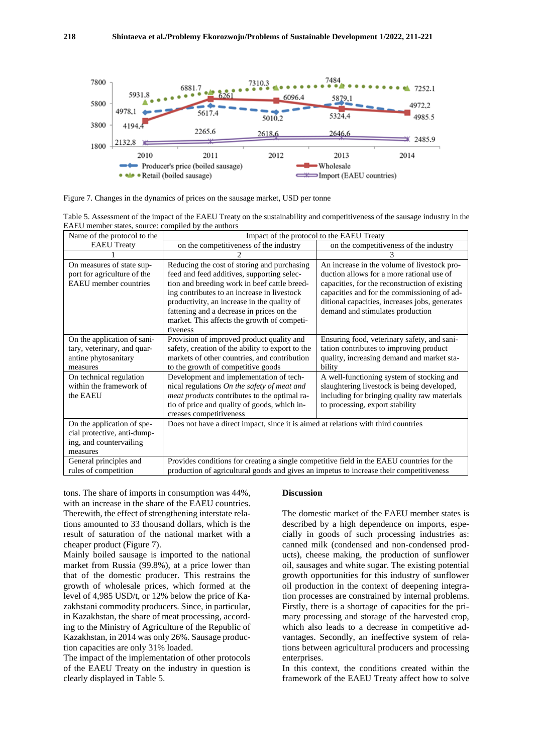Figure 7. Changes in the dynamics of prices on the sausage market, USD per tonne

Table 5. Assessment of the impact of the EAEU Treaty on the sustainability and competitiveness of the sausage industry in the EAEU member states, source: compiled by the authors

| Name of the protocol to the EAEU Treaty | Impact of the protocol to the EAEU Treaty | |
|---|---|---|
| | on the competitiveness of the industry | on the competitiveness of the industry |
| 1 | 2 | 3 |
| On measures of state support for agriculture of the EAEU member countries | Reducing the cost of storing and purchasing feed and feed additives, supporting selection and breeding work in beef cattle breeding contributes to an increase in livestock productivity, an increase in the quality of fattening and a decrease in prices on the market. This affects the growth of competitiveness | An increase in the volume of livestock production allows for a more rational use of capacities, for the reconstruction of existing capacities and for the commissioning of additional capacities, increases jobs, generates demand and stimulates production |
| On the application of sanitary, veterinary, and quarantine phytosanitary measures | Provision of improved product quality and safety, creation of the ability to export to the markets of other countries, and contribution to the growth of competitive goods | Ensuring food, veterinary safety, and sanitation contributes to improving product quality, increasing demand and market stability |
| On technical regulation within the framework of the EAEU | Development and implementation of technical regulations *On the safety of meat and meat products* contributes to the optimal ratio of price and quality of goods, which increases competitiveness | A well-functioning system of stocking and slaughtering livestock is being developed, including for bringing quality raw materials to processing, export stability |
| On the application of special protective, anti-dumping, and countervailing measures | Does not have a direct impact, since it is aimed at relations with third countries | |
| General principles and rules of competition | Provides conditions for creating a single competitive field in the EAEU countries for the production of agricultural goods and gives an impetus to increase their competitiveness | |

tons. The share of imports in consumption was 44%, with an increase in the share of the EAEU countries. Therewith, the effect of strengthening interstate relations amounted to 33 thousand dollars, which is the result of saturation of the national market with a cheaper product (Figure 7).

Mainly boiled sausage is imported to the national market from Russia (99.8%), at a price lower than that of the domestic producer. This restrains the growth of wholesale prices, which formed at the level of 4,985 USD/t, or 12% below the price of Kazakhstani commodity producers. Since, in particular, in Kazakhstan, the share of meat processing, according to the Ministry of Agriculture of the Republic of Kazakhstan, in 2014 was only 26%. Sausage production capacities are only 31% loaded.

The impact of the implementation of other protocols of the EAEU Treaty on the industry in question is clearly displayed in Table 5.

## Discussion

The domestic market of the EAEU member states is described by a high dependence on imports, especially in goods of such processing industries as: canned milk (condensed and non-condensed products), cheese making, the production of sunflower oil, sausages and white sugar. The existing potential growth opportunities for this industry of sunflower oil production in the context of deepening integration processes are constrained by internal problems. Firstly, there is a shortage of capacities for the primary processing and storage of the harvested crop, which also leads to a decrease in competitive advantages. Secondly, an ineffective system of relations between agricultural producers and processing enterprises.

In this context, the conditions created within the framework of the EAEU Treaty affect how to solve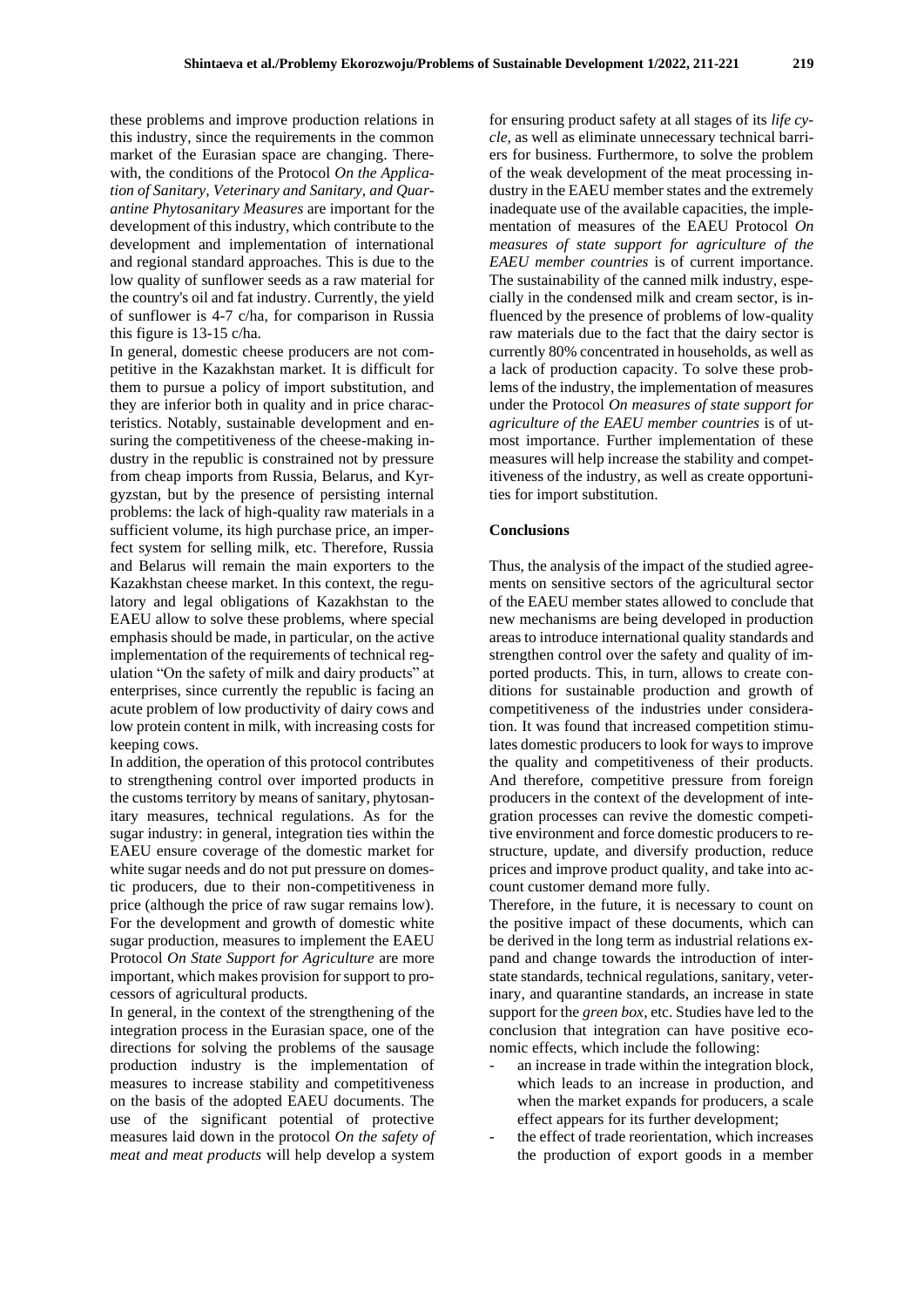these problems and improve production relations in this industry, since the requirements in the common market of the Eurasian space are changing. Therewith, the conditions of the Protocol *On the Application of Sanitary, Veterinary and Sanitary, and Quarantine Phytosanitary Measures* are important for the development of this industry, which contribute to the development and implementation of international and regional standard approaches. This is due to the low quality of sunflower seeds as a raw material for the country's oil and fat industry. Currently, the yield of sunflower is 4-7 c/ha, for comparison in Russia this figure is 13-15 c/ha.

In general, domestic cheese producers are not competitive in the Kazakhstan market. It is difficult for them to pursue a policy of import substitution, and they are inferior both in quality and in price characteristics. Notably, sustainable development and ensuring the competitiveness of the cheese-making industry in the republic is constrained not by pressure from cheap imports from Russia, Belarus, and Kyrgyzstan, but by the presence of persisting internal problems: the lack of high-quality raw materials in a sufficient volume, its high purchase price, an imperfect system for selling milk, etc. Therefore, Russia and Belarus will remain the main exporters to the Kazakhstan cheese market. In this context, the regulatory and legal obligations of Kazakhstan to the EAEU allow to solve these problems, where special emphasis should be made, in particular, on the active implementation of the requirements of technical regulation "On the safety of milk and dairy products" at enterprises, since currently the republic is facing an acute problem of low productivity of dairy cows and low protein content in milk, with increasing costs for keeping cows.

In addition, the operation of this protocol contributes to strengthening control over imported products in the customs territory by means of sanitary, phytosanitary measures, technical regulations. As for the sugar industry: in general, integration ties within the EAEU ensure coverage of the domestic market for white sugar needs and do not put pressure on domestic producers, due to their non-competitiveness in price (although the price of raw sugar remains low). For the development and growth of domestic white sugar production, measures to implement the EAEU Protocol *On State Support for Agriculture* are more important, which makes provision for support to processors of agricultural products.

In general, in the context of the strengthening of the integration process in the Eurasian space, one of the directions for solving the problems of the sausage production industry is the implementation of measures to increase stability and competitiveness on the basis of the adopted EAEU documents. The use of the significant potential of protective measures laid down in the protocol *On the safety of meat and meat products* will help develop a system for ensuring product safety at all stages of its *life cycle*, as well as eliminate unnecessary technical barriers for business. Furthermore, to solve the problem of the weak development of the meat processing industry in the EAEU member states and the extremely inadequate use of the available capacities, the implementation of measures of the EAEU Protocol *On measures of state support for agriculture of the EAEU member countries* is of current importance. The sustainability of the canned milk industry, especially in the condensed milk and cream sector, is influenced by the presence of problems of low-quality raw materials due to the fact that the dairy sector is currently 80% concentrated in households, as well as a lack of production capacity. To solve these problems of the industry, the implementation of measures under the Protocol *On measures of state support for agriculture of the EAEU member countries* is of utmost importance. Further implementation of these measures will help increase the stability and competitiveness of the industry, as well as create opportunities for import substitution.

## Conclusions

Thus, the analysis of the impact of the studied agreements on sensitive sectors of the agricultural sector of the EAEU member states allowed to conclude that new mechanisms are being developed in production areas to introduce international quality standards and strengthen control over the safety and quality of imported products. This, in turn, allows to create conditions for sustainable production and growth of competitiveness of the industries under consideration. It was found that increased competition stimulates domestic producers to look for ways to improve the quality and competitiveness of their products. And therefore, competitive pressure from foreign producers in the context of the development of integration processes can revive the domestic competitive environment and force domestic producers to restructure, update, and diversify production, reduce prices and improve product quality, and take into account customer demand more fully.

Therefore, in the future, it is necessary to count on the positive impact of these documents, which can be derived in the long term as industrial relations expand and change towards the introduction of interstate standards, technical regulations, sanitary, veterinary, and quarantine standards, an increase in state support for the *green box*, etc. Studies have led to the conclusion that integration can have positive economic effects, which include the following:

- an increase in trade within the integration block, which leads to an increase in production, and when the market expands for producers, a scale effect appears for its further development;
- the effect of trade reorientation, which increases the production of export goods in a member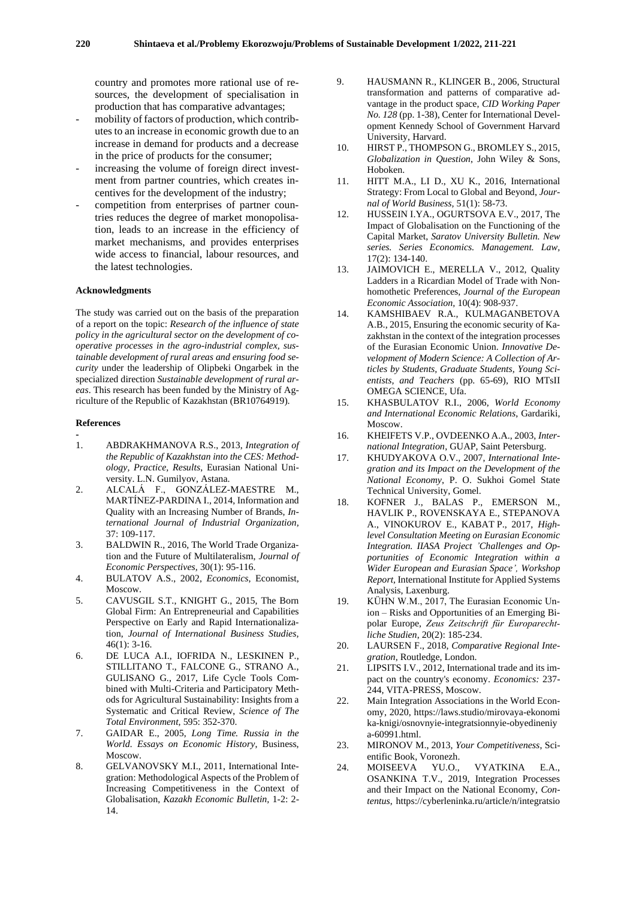country and promotes more rational use of resources, the development of specialisation in production that has comparative advantages;

- mobility of factors of production, which contributes to an increase in economic growth due to an increase in demand for products and a decrease in the price of products for the consumer;
- increasing the volume of foreign direct investment from partner countries, which creates incentives for the development of the industry;
- competition from enterprises of partner countries reduces the degree of market monopolisation, leads to an increase in the efficiency of market mechanisms, and provides enterprises wide access to financial, labour resources, and the latest technologies.

#### Acknowledgments

The study was carried out on the basis of the preparation of a report on the topic: *Research of the influence of state policy in the agricultural sector on the development of cooperative processes in the agro-industrial complex, sustainable development of rural areas and ensuring food security* under the leadership of Olipbeki Ongarbek in the specialized direction *Sustainable development of rural areas*. This research has been funded by the Ministry of Agriculture of the Republic of Kazakhstan (BR10764919).

#### References

1. ABDRAKHMANOVA R.S., 2013, *Integration of the Republic of Kazakhstan into the CES: Methodology, Practice, Results*, Eurasian National University. L.N. Gumilyov, Astana.
2. ALCALÁ F., GONZÁLEZ-MAESTRE M., MARTÍNEZ-PARDINA I., 2014, Information and Quality with an Increasing Number of Brands, *International Journal of Industrial Organization,* 37: 109-117.
3. BALDWIN R., 2016, The World Trade Organization and the Future of Multilateralism, *Journal of Economic Perspectives,* 30(1): 95-116.
4. BULATOV A.S., 2002, *Economics*, Economist, Moscow.
5. CAVUSGIL S.T., KNIGHT G., 2015, The Born Global Firm: An Entrepreneurial and Capabilities Perspective on Early and Rapid Internationalization, *Journal of International Business Studies,* 46(1): 3-16.
6. DE LUCA A.I., IOFRIDA N., LESKINEN P., STILLITANO T., FALCONE G., STRANO A., GULISANO G., 2017, Life Cycle Tools Combined with Multi-Criteria and Participatory Methods for Agricultural Sustainability: Insights from a Systematic and Critical Review, *Science of The Total Environment,* 595: 352-370.
7. GAIDAR E., 2005, *Long Time. Russia in the World. Essays on Economic History*, Business, Moscow.
8. GELVANOVSKY M.I., 2011, International Integration: Methodological Aspects of the Problem of Increasing Competitiveness in the Context of Globalisation, *Kazakh Economic Bulletin,* 1-2: 2-14.
9. HAUSMANN R., KLINGER B., 2006, Structural transformation and patterns of comparative advantage in the product space, *CID Working Paper No. 128* (pp. 1-38), Center for International Development Kennedy School of Government Harvard University, Harvard.
10. HIRST P., THOMPSON G., BROMLEY S., 2015, *Globalization in Question*, John Wiley & Sons, Hoboken.
11. HITT M.A., LI D., XU K., 2016, International Strategy: From Local to Global and Beyond, *Journal of World Business,* 51(1): 58-73.
12. HUSSEIN I.YA., OGURTSOVA E.V., 2017, The Impact of Globalisation on the Functioning of the Capital Market, *Saratov University Bulletin. New series. Series Economics. Management. Law,* 17(2): 134-140.
13. JAIMOVICH E., MERELLA V., 2012, Quality Ladders in a Ricardian Model of Trade with Nonhomothetic Preferences, *Journal of the European Economic Association,* 10(4): 908-937.
14. KAMSHIBAEV R.A., KULMAGANBETOVA A.B., 2015, Ensuring the economic security of Kazakhstan in the context of the integration processes of the Eurasian Economic Union. *Innovative Development of Modern Science: A Collection of Articles by Students, Graduate Students, Young Scientists, and Teachers* (pp. 65-69), RIO MTsII OMEGA SCIENCE, Ufa.
15. KHASBULATOV R.I., 2006, *World Economy and International Economic Relations*, Gardariki, Moscow.
16. KHEIFETS V.P., OVDEENKO A.A., 2003, *International Integration*, GUAP, Saint Petersburg.
17. KHUDYAKOVA O.V., 2007, *International Integration and its Impact on the Development of the National Economy*, P. O. Sukhoi Gomel State Technical University, Gomel.
18. KOFNER J., BALAS P., EMERSON M., HAVLIK P., ROVENSKAYA E., STEPANOVA A., VINOKUROV E., KABAT P., 2017, *High-level Consultation Meeting on Eurasian Economic Integration. IIASA Project 'Challenges and Opportunities of Economic Integration within a Wider European and Eurasian Space', Workshop Report,* International Institute for Applied Systems Analysis, Laxenburg.
19. KÜHN W.M., 2017, The Eurasian Economic Union – Risks and Opportunities of an Emerging Bipolar Europe, *Zeus Zeitschrift für Europarechtliche Studien,* 20(2): 185-234.
20. LAURSEN F., 2018, *Comparative Regional Integration*, Routledge, London.
21. LIPSITS I.V., 2012, International trade and its impact on the country's economy. *Economics:* 237-244, VITA-PRESS, Moscow.
22. Main Integration Associations in the World Economy, 2020, https://laws.studio/mirovaya-ekonomika-knigi/osnovnyie-integratsionnyie-obyedineniya-60991.html.
23. MIRONOV M., 2013, *Your Competitiveness*, Scientific Book, Voronezh.
24. MOISEEVA YU.O., VYATKINA E.A., OSANKINA T.V., 2019, Integration Processes and their Impact on the National Economy, *Contentus,* https://cyberleninka.ru/article/n/integratsio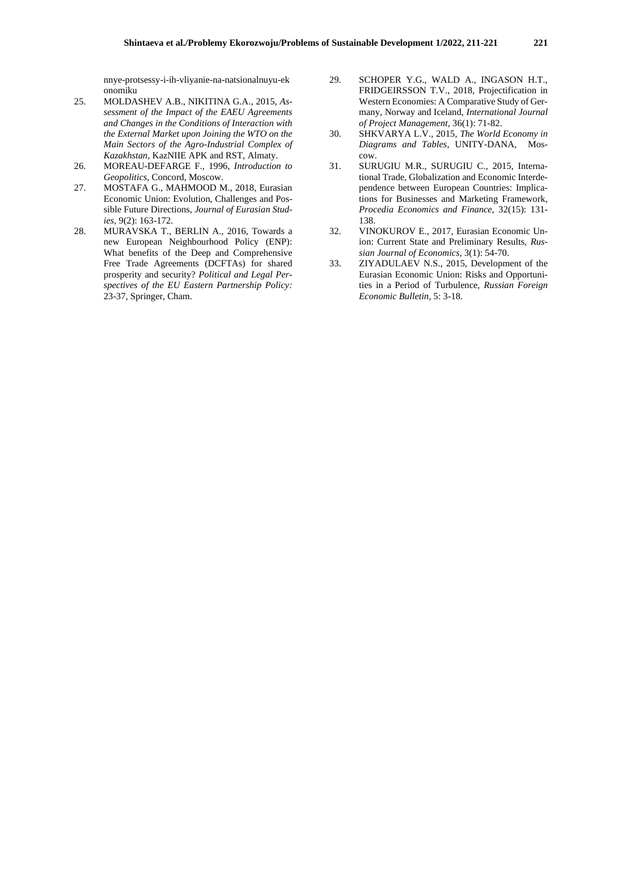nnye-protsessy-i-ih-vliyanie-na-natsionalnuyu-ekonomiku

25. MOLDASHEV A.B., NIKITINA G.A., 2015, *Assessment of the Impact of the EAEU Agreements and Changes in the Conditions of Interaction with the External Market upon Joining the WTO on the Main Sectors of the Agro-Industrial Complex of Kazakhstan*, KazNIIE APK and RST, Almaty.
26. MOREAU-DEFARGE F., 1996, *Introduction to Geopolitics*, Concord, Moscow.
27. MOSTAFA G., MAHMOOD M., 2018, Eurasian Economic Union: Evolution, Challenges and Possible Future Directions, *Journal of Eurasian Studies*, 9(2): 163-172.
28. MURAVSKA T., BERLIN A., 2016, Towards a new European Neighbourhood Policy (ENP): What benefits of the Deep and Comprehensive Free Trade Agreements (DCFTAs) for shared prosperity and security? *Political and Legal Perspectives of the EU Eastern Partnership Policy:* 23-37, Springer, Cham.
29. SCHOPER Y.G., WALD A., INGASON H.T., FRIDGEIRSSON T.V., 2018, Projectification in Western Economies: A Comparative Study of Germany, Norway and Iceland, *International Journal of Project Management*, 36(1): 71-82.
30. SHKVARYA L.V., 2015, *The World Economy in Diagrams and Tables*, UNITY-DANA, Moscow.
31. SURUGIU M.R., SURUGIU C., 2015, International Trade, Globalization and Economic Interdependence between European Countries: Implications for Businesses and Marketing Framework, *Procedia Economics and Finance*, 32(15): 131-138.
32. VINOKUROV E., 2017, Eurasian Economic Union: Current State and Preliminary Results, *Russian Journal of Economics*, 3(1): 54-70.
33. ZIYADULAEV N.S., 2015, Development of the Eurasian Economic Union: Risks and Opportunities in a Period of Turbulence, *Russian Foreign Economic Bulletin*, 5: 3-18.